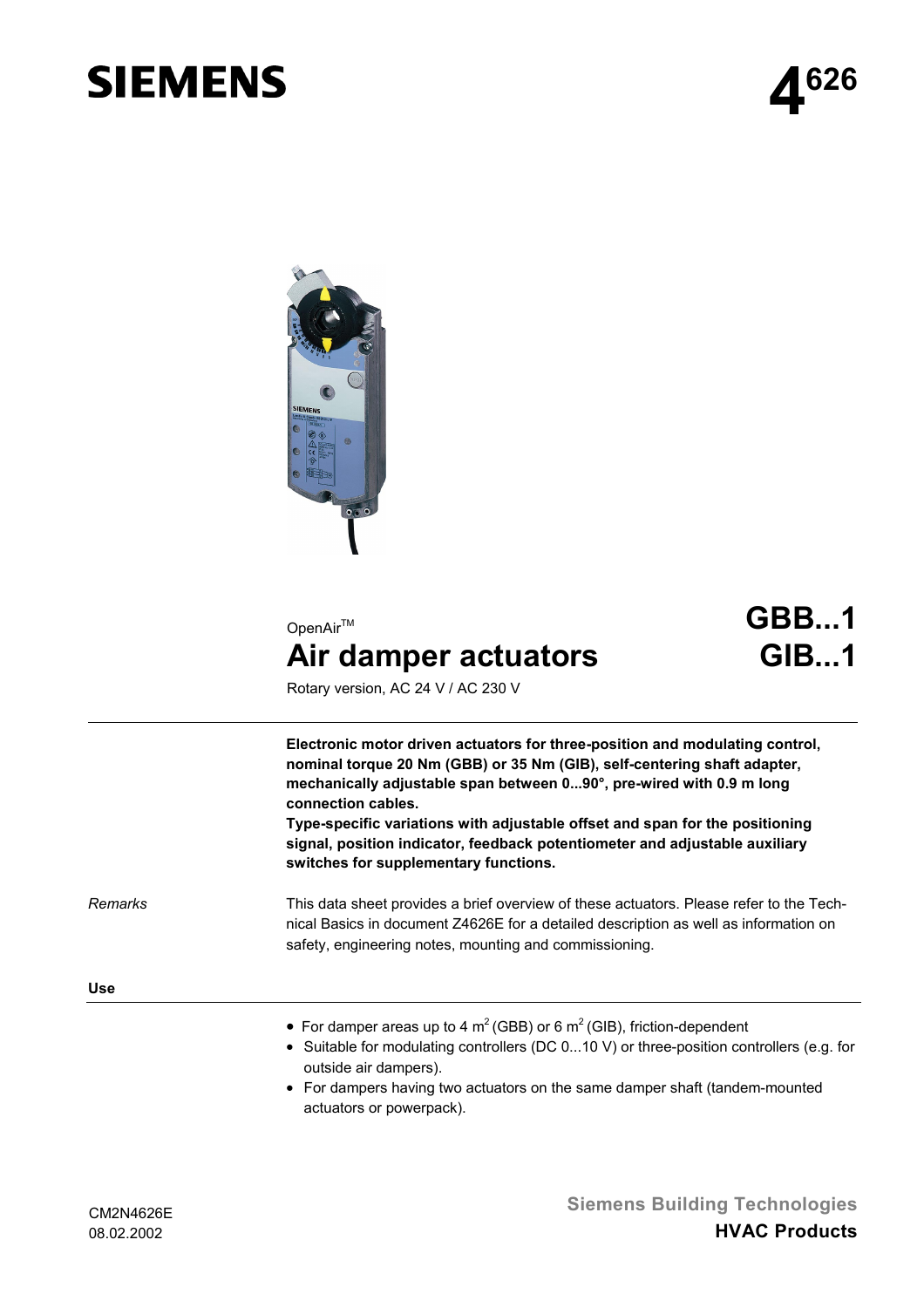SIEMENS

# 4626

OpenAir[TM]

# Air damper actuators

# GBB...1
# GIB...1

Rotary version, AC 24 V / AC 230 V

**Electronic motor driven actuators for three-position and modulating control, nominal torque 20 Nm (GBB) or 35 Nm (GIB), self-centering shaft adapter, mechanically adjustable span between 0...90°, pre-wired with 0.9 m long connection cables.**
**Type-specific variations with adjustable offset and span for the positioning signal, position indicator, feedback potentiometer and adjustable auxiliary switches for supplementary functions.**

*Remarks*

This data sheet provides a brief overview of these actuators. Please refer to the Technical Basics in document Z4626E for a detailed description as well as information on safety, engineering notes, mounting and commissioning.

## Use

- For damper areas up to 4 $m^2$ (GBB) or 6 $m^2$ (GIB), friction-dependent
- Suitable for modulating controllers (DC 0...10 V) or three-position controllers (e.g. for outside air dampers).
- For dampers having two actuators on the same damper shaft (tandem-mounted actuators or powerpack).

CM2N4626E
08.02.2002

Siemens Building Technologies
**HVAC Products**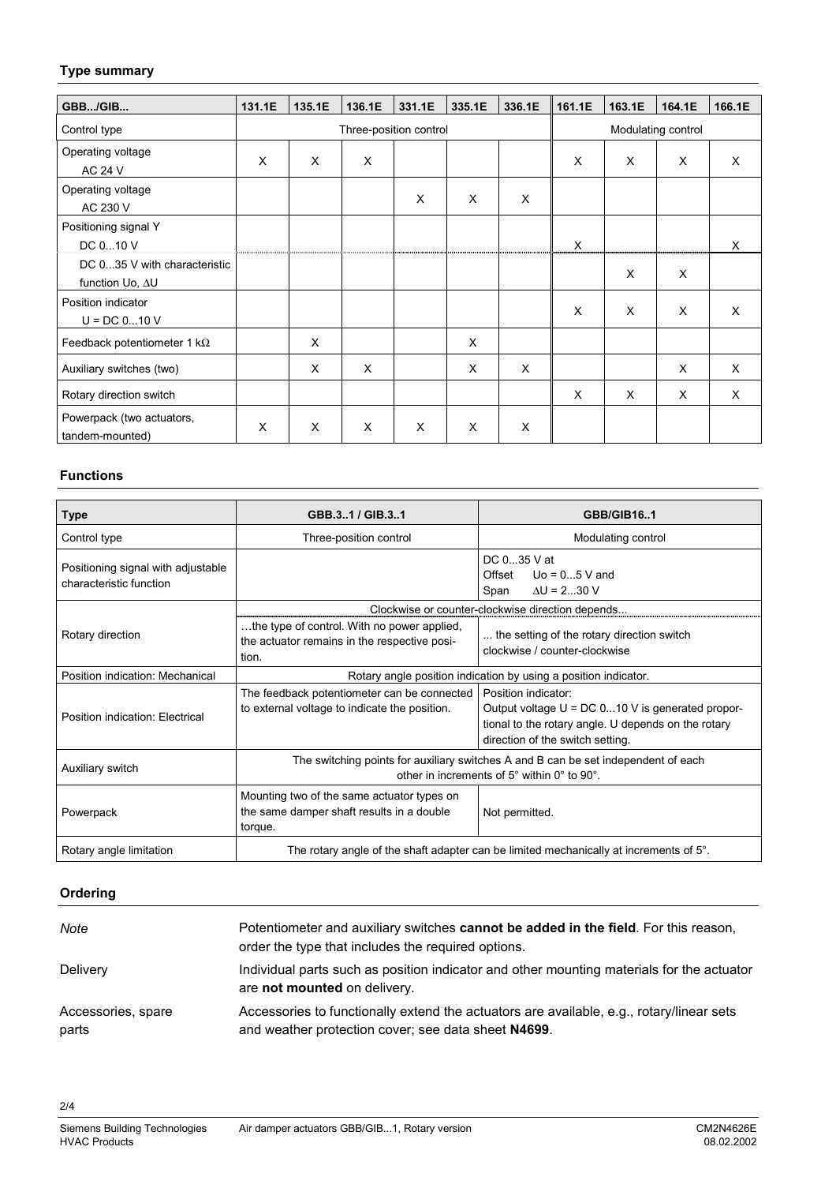## Type summary

| GBB.../GIB... | 131.1E | 135.1E | 136.1E | 331.1E | 335.1E | 336.1E | 161.1E | 163.1E | 164.1E | 166.1E |
|---|---|---|---|---|---|---|---|---|---|---|
| Control type | Three-position control | | | | | | Modulating control | | | |
| Operating voltage AC 24 V | X | X | X | | | | X | X | X | X |
| Operating voltage AC 230 V | | | | X | X | X | | | | |
| Positioning signal Y DC 0...10 V | | | | | | | X | | | X |
| DC 0...35 V with characteristic function Uo, ΔU | | | | | | | | X | X | |
| Position indicator U = DC 0...10 V | | | | | | | X | X | X | X |
| Feedback potentiometer 1 kΩ | | X | | | X | | | | | |
| Auxiliary switches (two) | | X | X | | X | X | | | X | X |
| Rotary direction switch | | | | | | | X | X | X | X |
| Powerpack (two actuators, tandem-mounted) | X | X | X | X | X | X | | | | |

## Functions

| Type | GBB.3..1 / GIB.3..1 | GBB/GIB16..1 |
|---|---|---|
| Control type | Three-position control | Modulating control |
| Positioning signal with adjustable characteristic function | | DC 0...35 V at Offset Uo = 0...5 V and Span ΔU = 2...30 V |
| Rotary direction | Clockwise or counter-clockwise direction depends... …the type of control. With no power applied, the actuator remains in the respective position. | ... the setting of the rotary direction switch clockwise / counter-clockwise |
| Position indication: Mechanical | Rotary angle position indication by using a position indicator. | |
| Position indication: Electrical | The feedback potentiometer can be connected to external voltage to indicate the position. | Position indicator: Output voltage U = DC 0...10 V is generated proportional to the rotary angle. U depends on the rotary direction of the switch setting. |
| Auxiliary switch | The switching points for auxiliary switches A and B can be set independent of each other in increments of 5° within 0° to 90°. | |
| Powerpack | Mounting two of the same actuator types on the same damper shaft results in a double torque. | Not permitted. |
| Rotary angle limitation | The rotary angle of the shaft adapter can be limited mechanically at increments of 5°. | |

## Ordering

*Note* — Potentiometer and auxiliary switches **cannot be added in the field**. For this reason, order the type that includes the required options.

Delivery — Individual parts such as position indicator and other mounting materials for the actuator are **not mounted** on delivery.

Accessories, spare parts — Accessories to functionally extend the actuators are available, e.g., rotary/linear sets and weather protection cover; see data sheet **N4699**.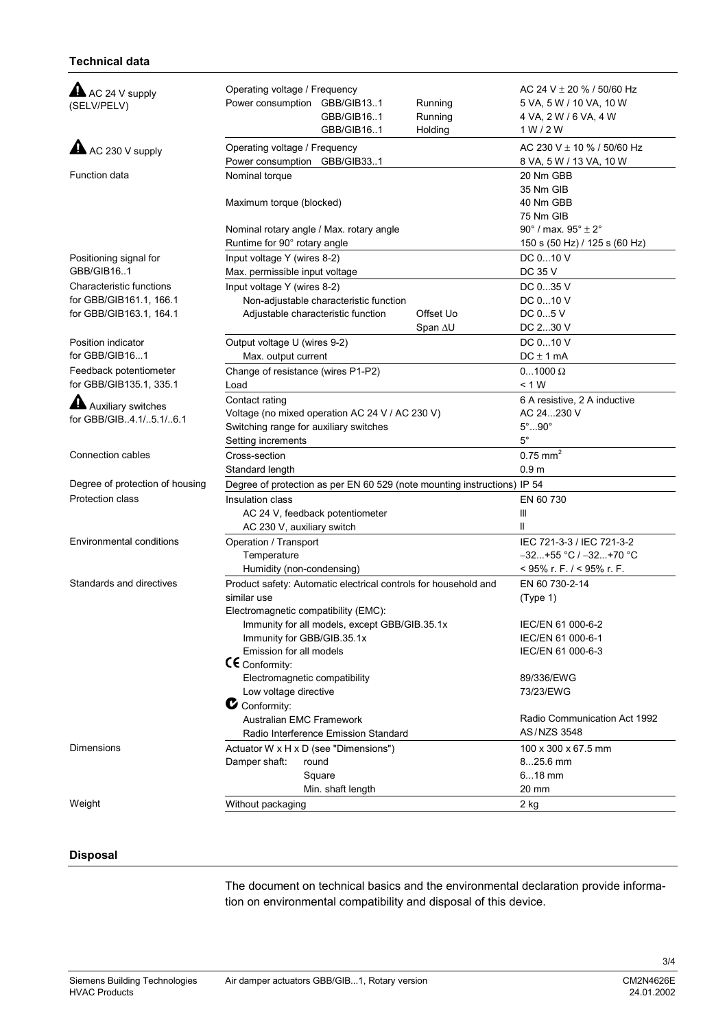## Technical data

| | | | |
|---|---|---|---|
| ⚠ AC 24 V supply (SELV/PELV) | Operating voltage / Frequency | | AC 24 V ± 20 % / 50/60 Hz |
| | Power consumption GBB/GIB13..1 | Running | 5 VA, 5 W / 10 VA, 10 W |
| | GBB/GIB16..1 | Running | 4 VA, 2 W / 6 VA, 4 W |
| | GBB/GIB16..1 | Holding | 1 W / 2 W |
| ⚠ AC 230 V supply | Operating voltage / Frequency | | AC 230 V ± 10 % / 50/60 Hz |
| | Power consumption GBB/GIB33..1 | | 8 VA, 5 W / 13 VA, 10 W |
| Function data | Nominal torque | | 20 Nm GBB |
| | | | 35 Nm GIB |
| | Maximum torque (blocked) | | 40 Nm GBB |
| | | | 75 Nm GIB |
| | Nominal rotary angle / Max. rotary angle | | 90° / max. 95° ± 2° |
| | Runtime for 90° rotary angle | | 150 s (50 Hz) / 125 s (60 Hz) |
| Positioning signal for GBB/GIB16..1 | Input voltage Y (wires 8-2) | | DC 0...10 V |
| | Max. permissible input voltage | | DC 35 V |
| Characteristic functions for GBB/GIB161.1, 166.1 for GBB/GIB163.1, 164.1 | Input voltage Y (wires 8-2) | | DC 0...35 V |
| | Non-adjustable characteristic function | | DC 0...10 V |
| | Adjustable characteristic function | Offset Uo | DC 0...5 V |
| | | Span ΔU | DC 2...30 V |
| Position indicator for GBB/GIB16...1 | Output voltage U (wires 9-2) | | DC 0...10 V |
| | Max. output current | | DC ± 1 mA |
| Feedback potentiometer for GBB/GIB135.1, 335.1 | Change of resistance (wires P1-P2) | | 0...1000 Ω |
| | Load | | < 1 W |
| ⚠ Auxiliary switches for GBB/GIB..4.1/..5.1/..6.1 | Contact rating | | 6 A resistive, 2 A inductive |
| | Voltage (no mixed operation AC 24 V / AC 230 V) | | AC 24...230 V |
| | Switching range for auxiliary switches | | 5°...90° |
| | Setting increments | | 5° |
| Connection cables | Cross-section | | 0.75 mm² |
| | Standard length | | 0.9 m |
| Degree of protection of housing | Degree of protection as per EN 60 529 (note mounting instructions) | | IP 54 |
| Protection class | Insulation class | | EN 60 730 |
| | AC 24 V, feedback potentiometer | | III |
| | AC 230 V, auxiliary switch | | II |
| Environmental conditions | Operation / Transport | | IEC 721-3-3 / IEC 721-3-2 |
| | Temperature | | −32...+55 °C / −32...+70 °C |
| | Humidity (non-condensing) | | < 95% r. F. / < 95% r. F. |
| Standards and directives | Product safety: Automatic electrical controls for household and similar use | | EN 60 730-2-14 (Type 1) |
| | Electromagnetic compatibility (EMC): | | |
| | Immunity for all models, except GBB/GIB.35.1x | | IEC/EN 61 000-6-2 |
| | Immunity for GBB/GIB.35.1x | | IEC/EN 61 000-6-1 |
| | Emission for all models | | IEC/EN 61 000-6-3 |
| | CE Conformity: | | |
| | Electromagnetic compatibility | | 89/336/EWG |
| | Low voltage directive | | 73/23/EWG |
| | C-Tick Conformity: | | |
| | Australian EMC Framework | | Radio Communication Act 1992 |
| | Radio Interference Emission Standard | | AS/NZS 3548 |
| Dimensions | Actuator W x H x D (see "Dimensions") | | 100 x 300 x 67.5 mm |
| | Damper shaft: round | | 8...25.6 mm |
| | Square | | 6...18 mm |
| | Min. shaft length | | 20 mm |
| Weight | Without packaging | | 2 kg |

## Disposal

The document on technical basics and the environmental declaration provide information on environmental compatibility and disposal of this device.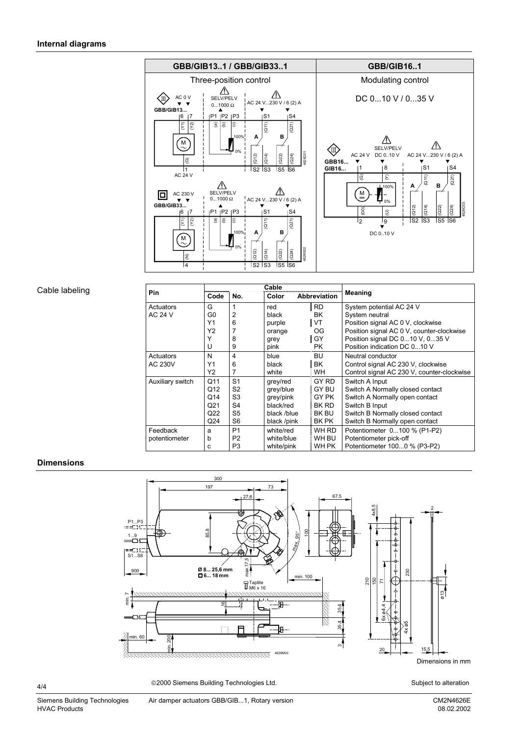## Internal diagrams

| GBB/GIB13..1 / GBB/GIB33..1 | GBB/GIB16..1 |
|---|---|
| Three-position control | Modulating control |

Three-position control

AC 0 V
GBB/GIB13...
6 7
(Y1) (Y2)
M
(G)
1
AC 24 V

SELV/PELV
0...1000 Ω
P1 P2 P3
(a) (b) (c)
100%
0%

AC 24 V...230 V / 6 (2) A
S1 S4
(Q11) (Q21)
A B
(Q12) (Q14) (Q22) (Q24)
S2 S3 S5 S6

4626G01

AC 230 V
GBB/GIB33...
6 7
(Y1) (Y2)
M
(N)
4

SELV/PELV
0...1000 Ω
P1 P2 P3
(a) (b) (c)
100%
0%

AC 24 V...230 V / 6 (2) A
S1 S4
(Q11) (Q21)
A B
(Q12) (Q14) (Q22) (Q24)
S2 S3 S5 S6

4626G02

Modulating control

DC 0...10 V / 0...35 V

GBB16...
GIB16...
AC 24 V
1
(G)
M
(G0)
2

SELV/PELV
DC 0..10 V
8
(Y)
100%
0%
(U)
9
DC 0..10 V

AC 24 V...230 V / 6 (2) A
S1 S4
(Q11) (Q21)
A B
(Q12) (Q14) (Q22) (Q24)
S2 S3 S5 S6

4626G03

## Cable labeling

| Pin | Cable | | | | Meaning |
|---|---|---|---|---|---|
| | Code | No. | Color | Abbreviation | |
| Actuators AC 24 V | G | 1 | red | RD | System potential AC 24 V |
| | G0 | 2 | black | BK | System neutral |
| | Y1 | 6 | purple | VT | Position signal AC 0 V, clockwise |
| | Y2 | 7 | orange | OG | Position signal AC 0 V, counter-clockwise |
| | Y | 8 | grey | GY | Position signal DC 0...10 V, 0...35 V |
| | U | 9 | pink | PK | Position indication DC 0...10 V |
| Actuators AC 230V | N | 4 | blue | BU | Neutral conductor |
| | Y1 | 6 | black | BK | Control signal AC 230 V, clockwise |
| | Y2 | 7 | white | WH | Control signal AC 230 V, counter-clockwise |
| Auxiliary switch | Q11 | S1 | grey/red | GY RD | Switch A Input |
| | Q12 | S2 | grey/blue | GY BU | Switch A Normally closed contact |
| | Q14 | S3 | grey/pink | GY PK | Switch A Normally open contact |
| | Q21 | S4 | black/red | BK RD | Switch B Input |
| | Q22 | S5 | black /blue | BK BU | Switch B Normally closed contact |
| | Q24 | S6 | black /pink | BK PK | Switch B Normally open contact |
| Feedback potentiometer | a | P1 | white/red | WH RD | Potentiometer 0...100 % (P1-P2) |
| | b | P2 | white/blue | WH BU | Potentiometer pick-off |
| | c | P3 | white/pink | WH PK | Potentiometer 100...0 % (P3-P2) |

## Dimensions

300
197
73
27,6
67.5
4x8,5
2
P1...P3
1...9
S1...S6
900
85,8
100
max. 95°
max.17,5
Ø 8... 25,6 mm
□ 6... 18 mm
min. 100
Taptite M6 x 16
min. 7
16
35,4
35,4
3
min. 60
min. 200
210
150
71
230
6x ø4,4
4x ø5
ø 13
20
15,5
4626M02

Dimensions in mm

©2000 Siemens Building Technologies Ltd.

Subject to alteration